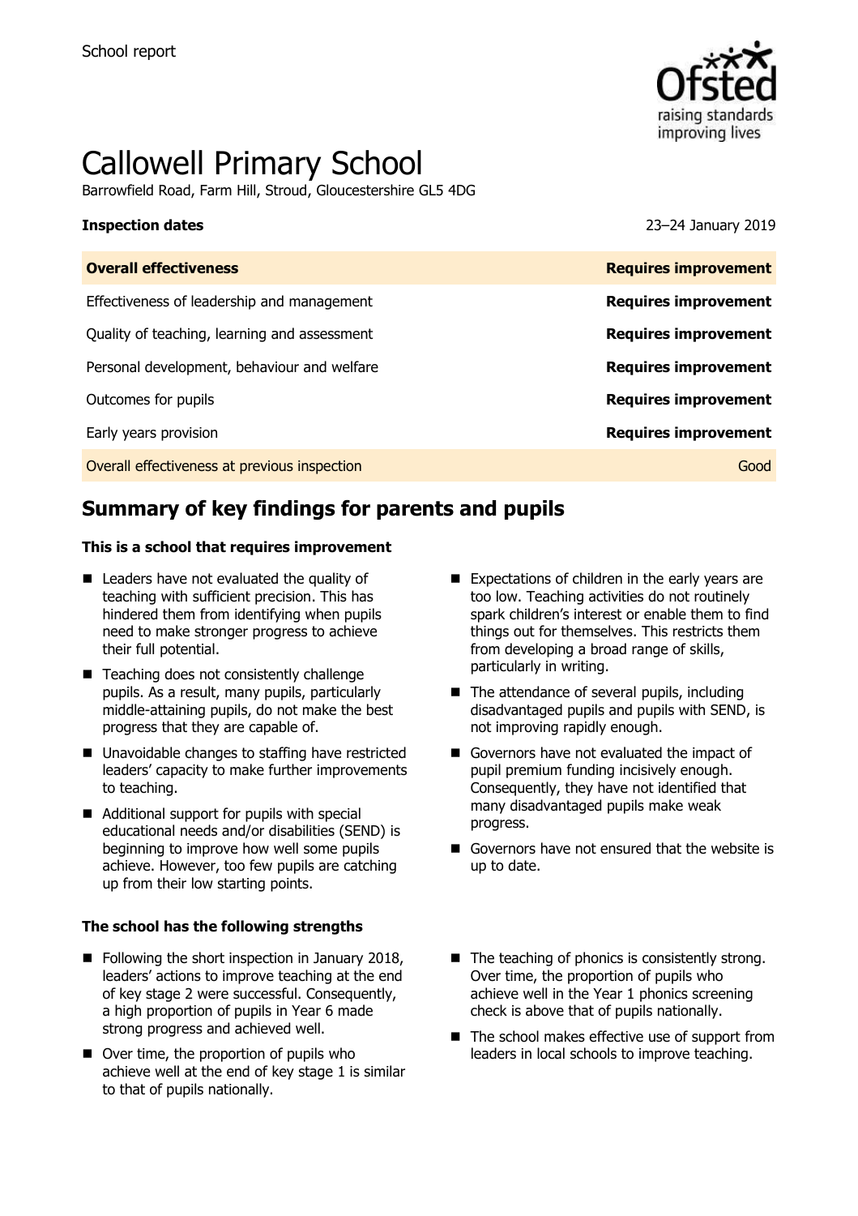School report

# Callowell Primary School

Barrowfield Road, Farm Hill, Stroud, Gloucestershire GL5 4DG

**Inspection dates** 23–24 January 2019

| **Overall effectiveness** | **Requires improvement** |
| --- | --- |
| Effectiveness of leadership and management | **Requires improvement** |
| Quality of teaching, learning and assessment | **Requires improvement** |
| Personal development, behaviour and welfare | **Requires improvement** |
| Outcomes for pupils | **Requires improvement** |
| Early years provision | **Requires improvement** |
| Overall effectiveness at previous inspection | Good |

## Summary of key findings for parents and pupils

**This is a school that requires improvement**

- Leaders have not evaluated the quality of teaching with sufficient precision. This has hindered them from identifying when pupils need to make stronger progress to achieve their full potential.
- Teaching does not consistently challenge pupils. As a result, many pupils, particularly middle-attaining pupils, do not make the best progress that they are capable of.
- Unavoidable changes to staffing have restricted leaders' capacity to make further improvements to teaching.
- Additional support for pupils with special educational needs and/or disabilities (SEND) is beginning to improve how well some pupils achieve. However, too few pupils are catching up from their low starting points.
- Expectations of children in the early years are too low. Teaching activities do not routinely spark children's interest or enable them to find things out for themselves. This restricts them from developing a broad range of skills, particularly in writing.
- The attendance of several pupils, including disadvantaged pupils and pupils with SEND, is not improving rapidly enough.
- Governors have not evaluated the impact of pupil premium funding incisively enough. Consequently, they have not identified that many disadvantaged pupils make weak progress.
- Governors have not ensured that the website is up to date.

**The school has the following strengths**

- Following the short inspection in January 2018, leaders' actions to improve teaching at the end of key stage 2 were successful. Consequently, a high proportion of pupils in Year 6 made strong progress and achieved well.
- Over time, the proportion of pupils who achieve well at the end of key stage 1 is similar to that of pupils nationally.
- The teaching of phonics is consistently strong. Over time, the proportion of pupils who achieve well in the Year 1 phonics screening check is above that of pupils nationally.
- The school makes effective use of support from leaders in local schools to improve teaching.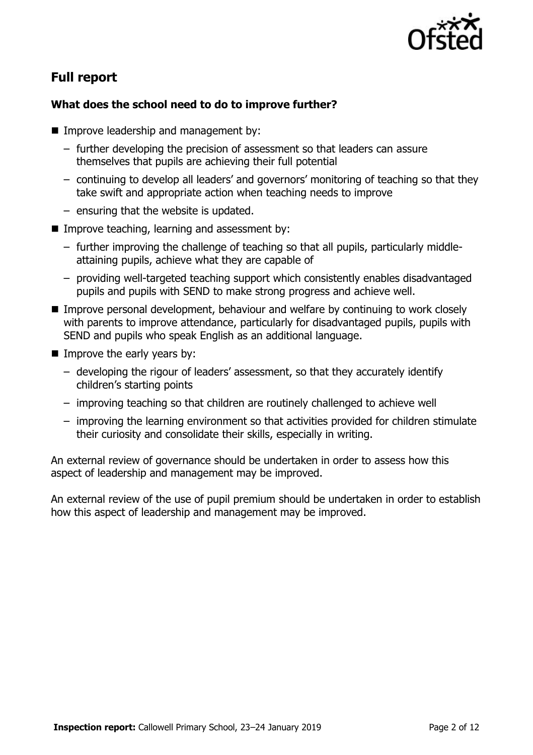## Full report

### What does the school need to do to improve further?

- Improve leadership and management by:
  - further developing the precision of assessment so that leaders can assure themselves that pupils are achieving their full potential
  - continuing to develop all leaders' and governors' monitoring of teaching so that they take swift and appropriate action when teaching needs to improve
  - ensuring that the website is updated.
- Improve teaching, learning and assessment by:
  - further improving the challenge of teaching so that all pupils, particularly middle-attaining pupils, achieve what they are capable of
  - providing well-targeted teaching support which consistently enables disadvantaged pupils and pupils with SEND to make strong progress and achieve well.
- Improve personal development, behaviour and welfare by continuing to work closely with parents to improve attendance, particularly for disadvantaged pupils, pupils with SEND and pupils who speak English as an additional language.
- Improve the early years by:
  - developing the rigour of leaders' assessment, so that they accurately identify children's starting points
  - improving teaching so that children are routinely challenged to achieve well
  - improving the learning environment so that activities provided for children stimulate their curiosity and consolidate their skills, especially in writing.

An external review of governance should be undertaken in order to assess how this aspect of leadership and management may be improved.

An external review of the use of pupil premium should be undertaken in order to establish how this aspect of leadership and management may be improved.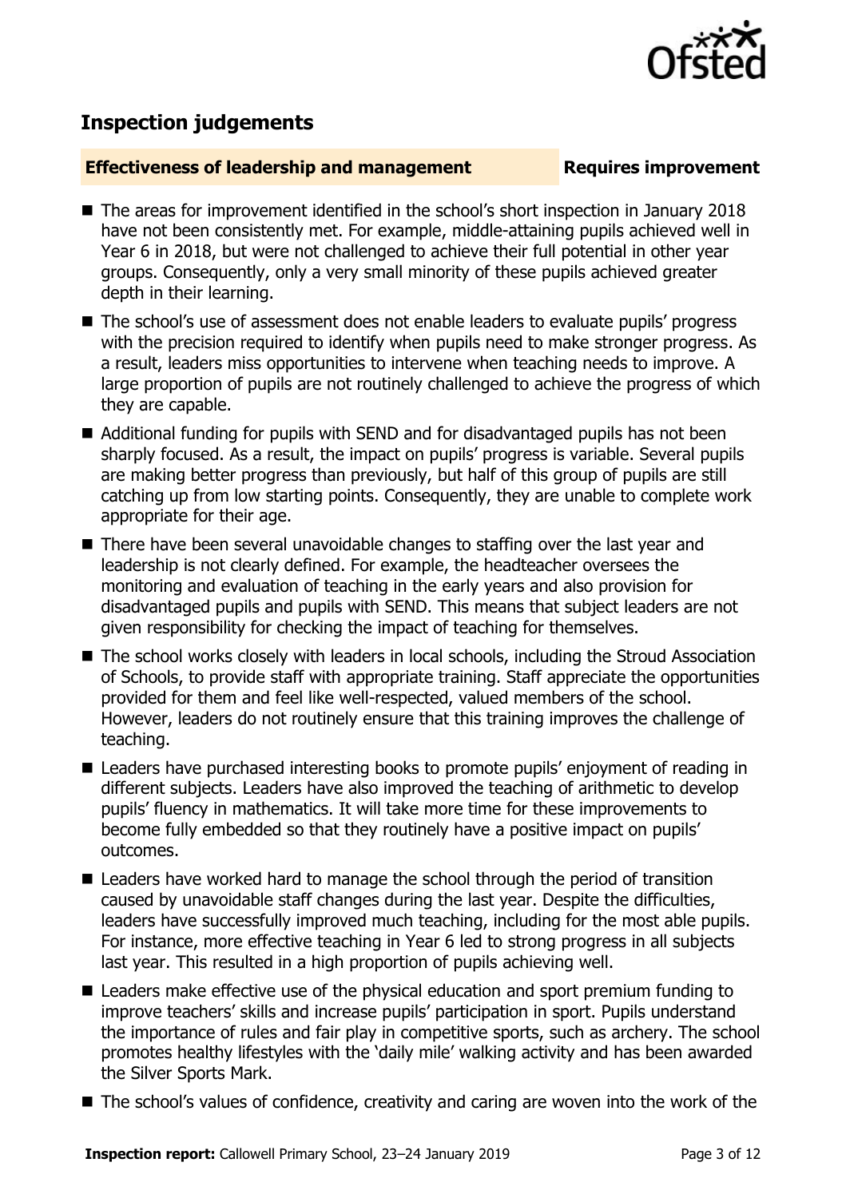## Inspection judgements

**Effectiveness of leadership and management** **Requires improvement**

- The areas for improvement identified in the school's short inspection in January 2018 have not been consistently met. For example, middle-attaining pupils achieved well in Year 6 in 2018, but were not challenged to achieve their full potential in other year groups. Consequently, only a very small minority of these pupils achieved greater depth in their learning.
- The school's use of assessment does not enable leaders to evaluate pupils' progress with the precision required to identify when pupils need to make stronger progress. As a result, leaders miss opportunities to intervene when teaching needs to improve. A large proportion of pupils are not routinely challenged to achieve the progress of which they are capable.
- Additional funding for pupils with SEND and for disadvantaged pupils has not been sharply focused. As a result, the impact on pupils' progress is variable. Several pupils are making better progress than previously, but half of this group of pupils are still catching up from low starting points. Consequently, they are unable to complete work appropriate for their age.
- There have been several unavoidable changes to staffing over the last year and leadership is not clearly defined. For example, the headteacher oversees the monitoring and evaluation of teaching in the early years and also provision for disadvantaged pupils and pupils with SEND. This means that subject leaders are not given responsibility for checking the impact of teaching for themselves.
- The school works closely with leaders in local schools, including the Stroud Association of Schools, to provide staff with appropriate training. Staff appreciate the opportunities provided for them and feel like well-respected, valued members of the school. However, leaders do not routinely ensure that this training improves the challenge of teaching.
- Leaders have purchased interesting books to promote pupils' enjoyment of reading in different subjects. Leaders have also improved the teaching of arithmetic to develop pupils' fluency in mathematics. It will take more time for these improvements to become fully embedded so that they routinely have a positive impact on pupils' outcomes.
- Leaders have worked hard to manage the school through the period of transition caused by unavoidable staff changes during the last year. Despite the difficulties, leaders have successfully improved much teaching, including for the most able pupils. For instance, more effective teaching in Year 6 led to strong progress in all subjects last year. This resulted in a high proportion of pupils achieving well.
- Leaders make effective use of the physical education and sport premium funding to improve teachers' skills and increase pupils' participation in sport. Pupils understand the importance of rules and fair play in competitive sports, such as archery. The school promotes healthy lifestyles with the 'daily mile' walking activity and has been awarded the Silver Sports Mark.
- The school's values of confidence, creativity and caring are woven into the work of the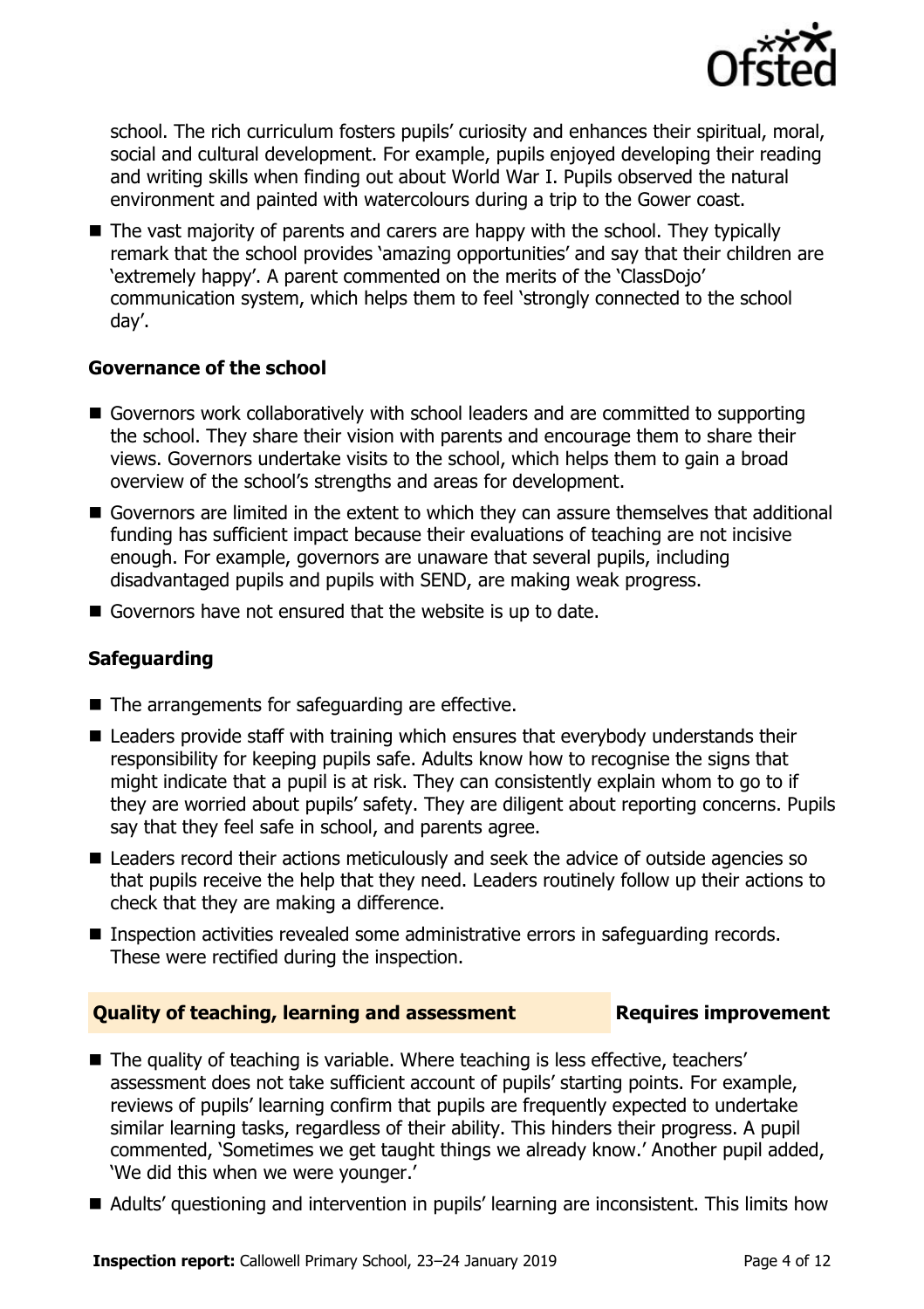school. The rich curriculum fosters pupils' curiosity and enhances their spiritual, moral, social and cultural development. For example, pupils enjoyed developing their reading and writing skills when finding out about World War I. Pupils observed the natural environment and painted with watercolours during a trip to the Gower coast.

- The vast majority of parents and carers are happy with the school. They typically remark that the school provides 'amazing opportunities' and say that their children are 'extremely happy'. A parent commented on the merits of the 'ClassDojo' communication system, which helps them to feel 'strongly connected to the school day'.

### Governance of the school

- Governors work collaboratively with school leaders and are committed to supporting the school. They share their vision with parents and encourage them to share their views. Governors undertake visits to the school, which helps them to gain a broad overview of the school's strengths and areas for development.
- Governors are limited in the extent to which they can assure themselves that additional funding has sufficient impact because their evaluations of teaching are not incisive enough. For example, governors are unaware that several pupils, including disadvantaged pupils and pupils with SEND, are making weak progress.
- Governors have not ensured that the website is up to date.

### Safeguarding

- The arrangements for safeguarding are effective.
- Leaders provide staff with training which ensures that everybody understands their responsibility for keeping pupils safe. Adults know how to recognise the signs that might indicate that a pupil is at risk. They can consistently explain whom to go to if they are worried about pupils' safety. They are diligent about reporting concerns. Pupils say that they feel safe in school, and parents agree.
- Leaders record their actions meticulously and seek the advice of outside agencies so that pupils receive the help that they need. Leaders routinely follow up their actions to check that they are making a difference.
- Inspection activities revealed some administrative errors in safeguarding records. These were rectified during the inspection.

## Quality of teaching, learning and assessment — Requires improvement

- The quality of teaching is variable. Where teaching is less effective, teachers' assessment does not take sufficient account of pupils' starting points. For example, reviews of pupils' learning confirm that pupils are frequently expected to undertake similar learning tasks, regardless of their ability. This hinders their progress. A pupil commented, 'Sometimes we get taught things we already know.' Another pupil added, 'We did this when we were younger.'
- Adults' questioning and intervention in pupils' learning are inconsistent. This limits how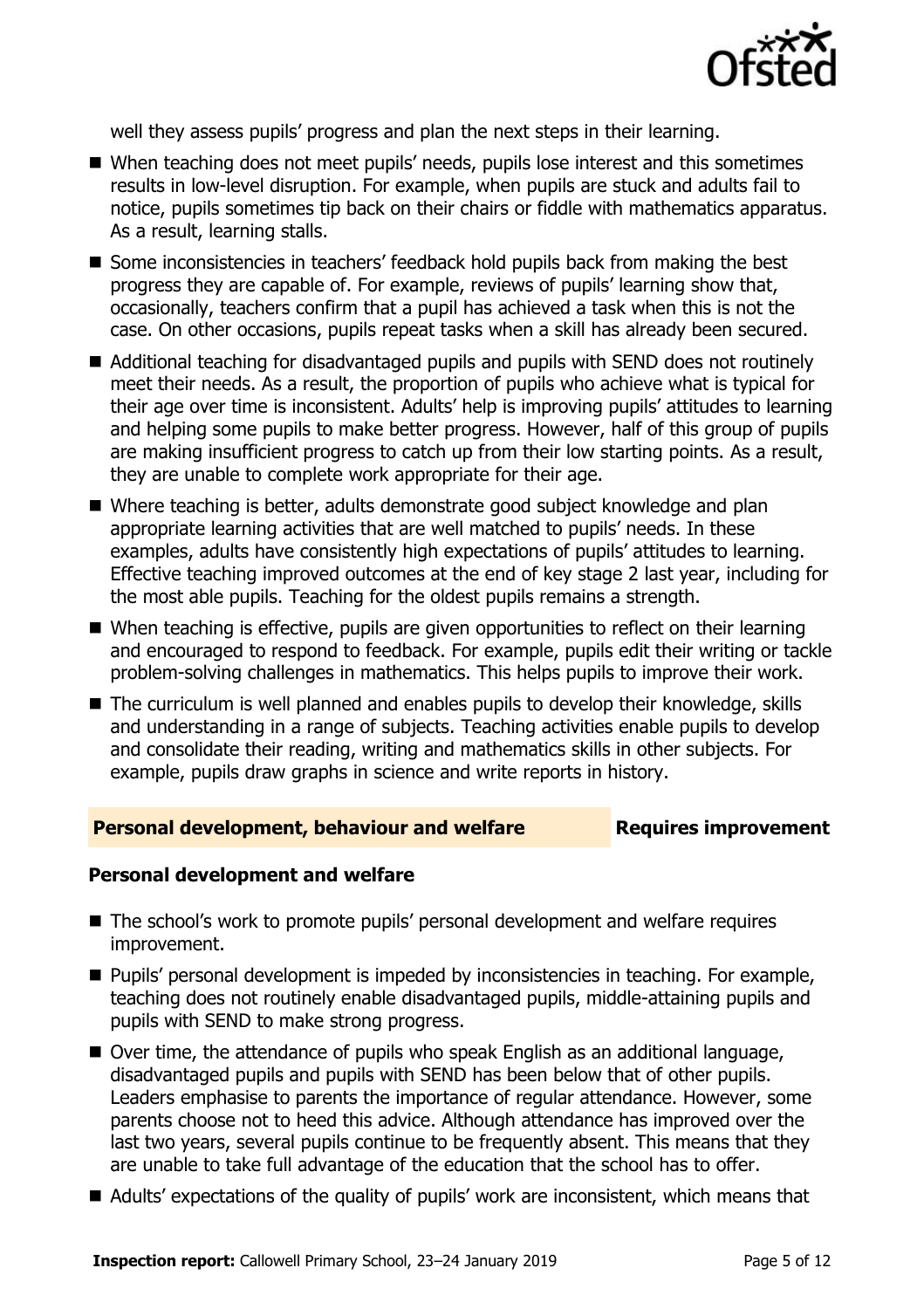well they assess pupils' progress and plan the next steps in their learning.

- When teaching does not meet pupils' needs, pupils lose interest and this sometimes results in low-level disruption. For example, when pupils are stuck and adults fail to notice, pupils sometimes tip back on their chairs or fiddle with mathematics apparatus. As a result, learning stalls.
- Some inconsistencies in teachers' feedback hold pupils back from making the best progress they are capable of. For example, reviews of pupils' learning show that, occasionally, teachers confirm that a pupil has achieved a task when this is not the case. On other occasions, pupils repeat tasks when a skill has already been secured.
- Additional teaching for disadvantaged pupils and pupils with SEND does not routinely meet their needs. As a result, the proportion of pupils who achieve what is typical for their age over time is inconsistent. Adults' help is improving pupils' attitudes to learning and helping some pupils to make better progress. However, half of this group of pupils are making insufficient progress to catch up from their low starting points. As a result, they are unable to complete work appropriate for their age.
- Where teaching is better, adults demonstrate good subject knowledge and plan appropriate learning activities that are well matched to pupils' needs. In these examples, adults have consistently high expectations of pupils' attitudes to learning. Effective teaching improved outcomes at the end of key stage 2 last year, including for the most able pupils. Teaching for the oldest pupils remains a strength.
- When teaching is effective, pupils are given opportunities to reflect on their learning and encouraged to respond to feedback. For example, pupils edit their writing or tackle problem-solving challenges in mathematics. This helps pupils to improve their work.
- The curriculum is well planned and enables pupils to develop their knowledge, skills and understanding in a range of subjects. Teaching activities enable pupils to develop and consolidate their reading, writing and mathematics skills in other subjects. For example, pupils draw graphs in science and write reports in history.

## Personal development, behaviour and welfare — Requires improvement

### Personal development and welfare

- The school's work to promote pupils' personal development and welfare requires improvement.
- Pupils' personal development is impeded by inconsistencies in teaching. For example, teaching does not routinely enable disadvantaged pupils, middle-attaining pupils and pupils with SEND to make strong progress.
- Over time, the attendance of pupils who speak English as an additional language, disadvantaged pupils and pupils with SEND has been below that of other pupils. Leaders emphasise to parents the importance of regular attendance. However, some parents choose not to heed this advice. Although attendance has improved over the last two years, several pupils continue to be frequently absent. This means that they are unable to take full advantage of the education that the school has to offer.
- Adults' expectations of the quality of pupils' work are inconsistent, which means that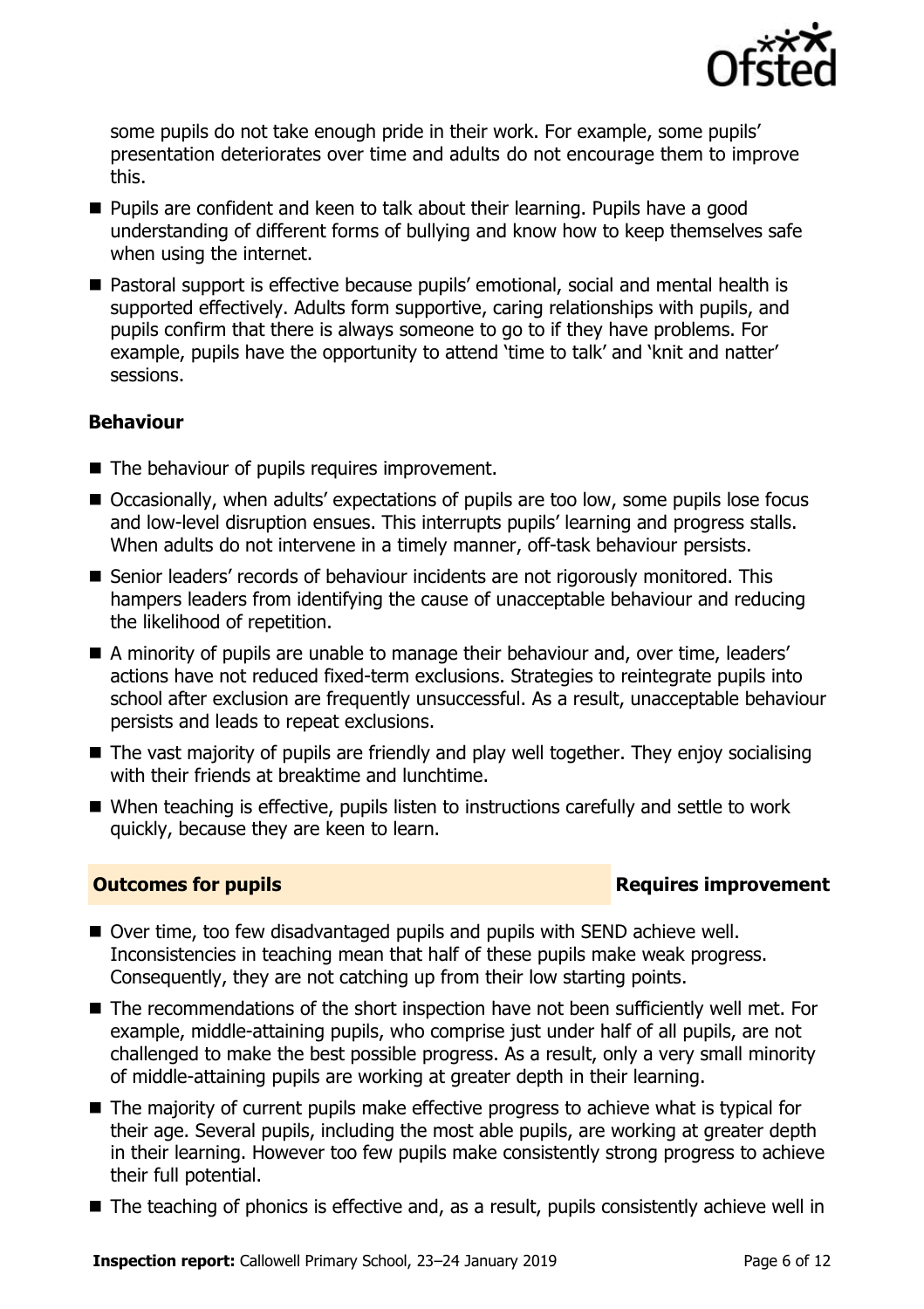some pupils do not take enough pride in their work. For example, some pupils' presentation deteriorates over time and adults do not encourage them to improve this.

- Pupils are confident and keen to talk about their learning. Pupils have a good understanding of different forms of bullying and know how to keep themselves safe when using the internet.
- Pastoral support is effective because pupils' emotional, social and mental health is supported effectively. Adults form supportive, caring relationships with pupils, and pupils confirm that there is always someone to go to if they have problems. For example, pupils have the opportunity to attend 'time to talk' and 'knit and natter' sessions.

### Behaviour

- The behaviour of pupils requires improvement.
- Occasionally, when adults' expectations of pupils are too low, some pupils lose focus and low-level disruption ensues. This interrupts pupils' learning and progress stalls. When adults do not intervene in a timely manner, off-task behaviour persists.
- Senior leaders' records of behaviour incidents are not rigorously monitored. This hampers leaders from identifying the cause of unacceptable behaviour and reducing the likelihood of repetition.
- A minority of pupils are unable to manage their behaviour and, over time, leaders' actions have not reduced fixed-term exclusions. Strategies to reintegrate pupils into school after exclusion are frequently unsuccessful. As a result, unacceptable behaviour persists and leads to repeat exclusions.
- The vast majority of pupils are friendly and play well together. They enjoy socialising with their friends at breaktime and lunchtime.
- When teaching is effective, pupils listen to instructions carefully and settle to work quickly, because they are keen to learn.

## Outcomes for pupils — Requires improvement

- Over time, too few disadvantaged pupils and pupils with SEND achieve well. Inconsistencies in teaching mean that half of these pupils make weak progress. Consequently, they are not catching up from their low starting points.
- The recommendations of the short inspection have not been sufficiently well met. For example, middle-attaining pupils, who comprise just under half of all pupils, are not challenged to make the best possible progress. As a result, only a very small minority of middle-attaining pupils are working at greater depth in their learning.
- The majority of current pupils make effective progress to achieve what is typical for their age. Several pupils, including the most able pupils, are working at greater depth in their learning. However too few pupils make consistently strong progress to achieve their full potential.
- The teaching of phonics is effective and, as a result, pupils consistently achieve well in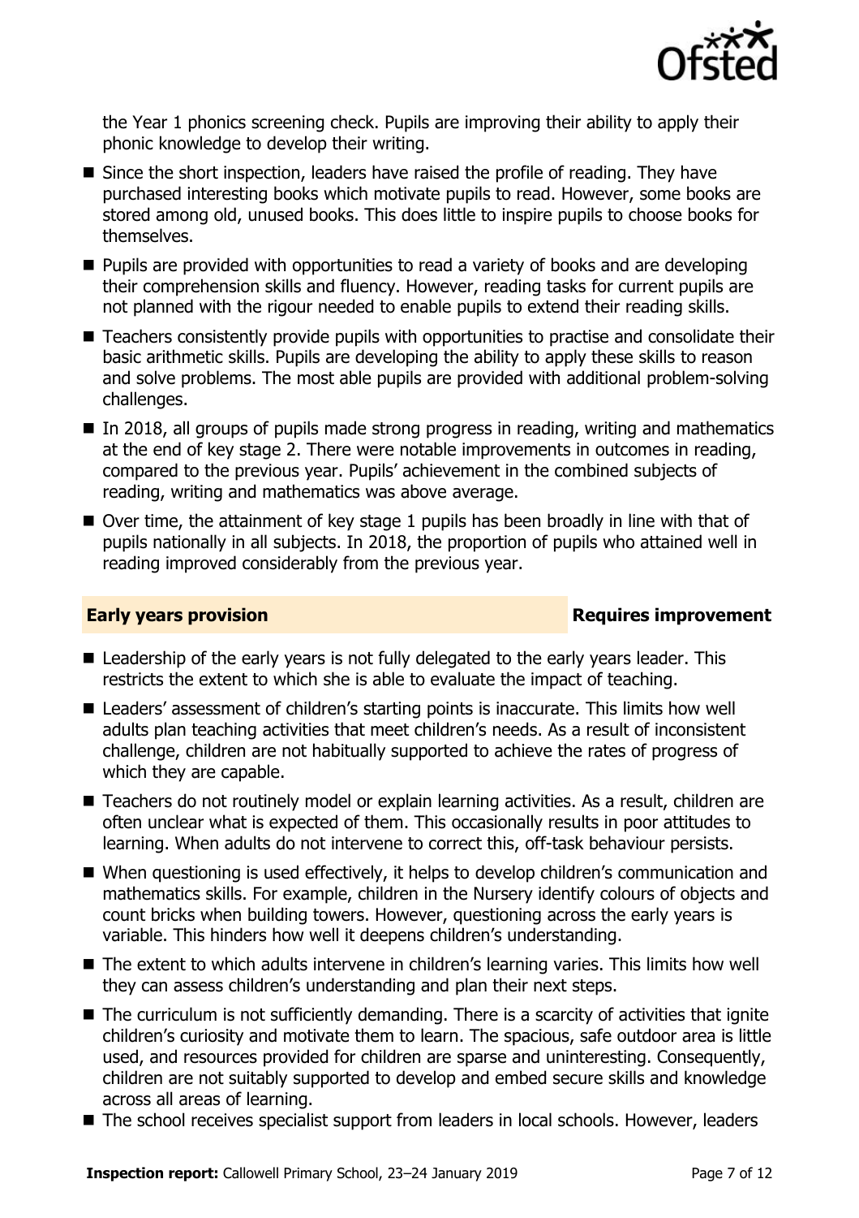the Year 1 phonics screening check. Pupils are improving their ability to apply their phonic knowledge to develop their writing.

- Since the short inspection, leaders have raised the profile of reading. They have purchased interesting books which motivate pupils to read. However, some books are stored among old, unused books. This does little to inspire pupils to choose books for themselves.
- Pupils are provided with opportunities to read a variety of books and are developing their comprehension skills and fluency. However, reading tasks for current pupils are not planned with the rigour needed to enable pupils to extend their reading skills.
- Teachers consistently provide pupils with opportunities to practise and consolidate their basic arithmetic skills. Pupils are developing the ability to apply these skills to reason and solve problems. The most able pupils are provided with additional problem-solving challenges.
- In 2018, all groups of pupils made strong progress in reading, writing and mathematics at the end of key stage 2. There were notable improvements in outcomes in reading, compared to the previous year. Pupils' achievement in the combined subjects of reading, writing and mathematics was above average.
- Over time, the attainment of key stage 1 pupils has been broadly in line with that of pupils nationally in all subjects. In 2018, the proportion of pupils who attained well in reading improved considerably from the previous year.

## Early years provision — Requires improvement

- Leadership of the early years is not fully delegated to the early years leader. This restricts the extent to which she is able to evaluate the impact of teaching.
- Leaders' assessment of children's starting points is inaccurate. This limits how well adults plan teaching activities that meet children's needs. As a result of inconsistent challenge, children are not habitually supported to achieve the rates of progress of which they are capable.
- Teachers do not routinely model or explain learning activities. As a result, children are often unclear what is expected of them. This occasionally results in poor attitudes to learning. When adults do not intervene to correct this, off-task behaviour persists.
- When questioning is used effectively, it helps to develop children's communication and mathematics skills. For example, children in the Nursery identify colours of objects and count bricks when building towers. However, questioning across the early years is variable. This hinders how well it deepens children's understanding.
- The extent to which adults intervene in children's learning varies. This limits how well they can assess children's understanding and plan their next steps.
- The curriculum is not sufficiently demanding. There is a scarcity of activities that ignite children's curiosity and motivate them to learn. The spacious, safe outdoor area is little used, and resources provided for children are sparse and uninteresting. Consequently, children are not suitably supported to develop and embed secure skills and knowledge across all areas of learning.
- The school receives specialist support from leaders in local schools. However, leaders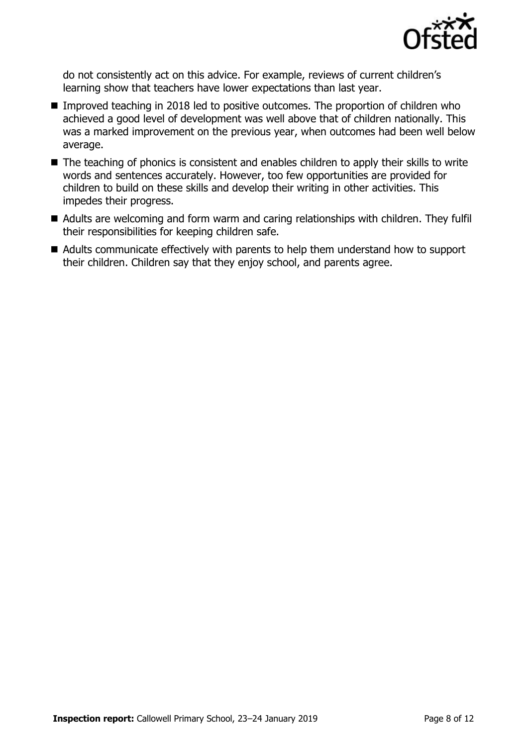do not consistently act on this advice. For example, reviews of current children's learning show that teachers have lower expectations than last year.

- Improved teaching in 2018 led to positive outcomes. The proportion of children who achieved a good level of development was well above that of children nationally. This was a marked improvement on the previous year, when outcomes had been well below average.
- The teaching of phonics is consistent and enables children to apply their skills to write words and sentences accurately. However, too few opportunities are provided for children to build on these skills and develop their writing in other activities. This impedes their progress.
- Adults are welcoming and form warm and caring relationships with children. They fulfil their responsibilities for keeping children safe.
- Adults communicate effectively with parents to help them understand how to support their children. Children say that they enjoy school, and parents agree.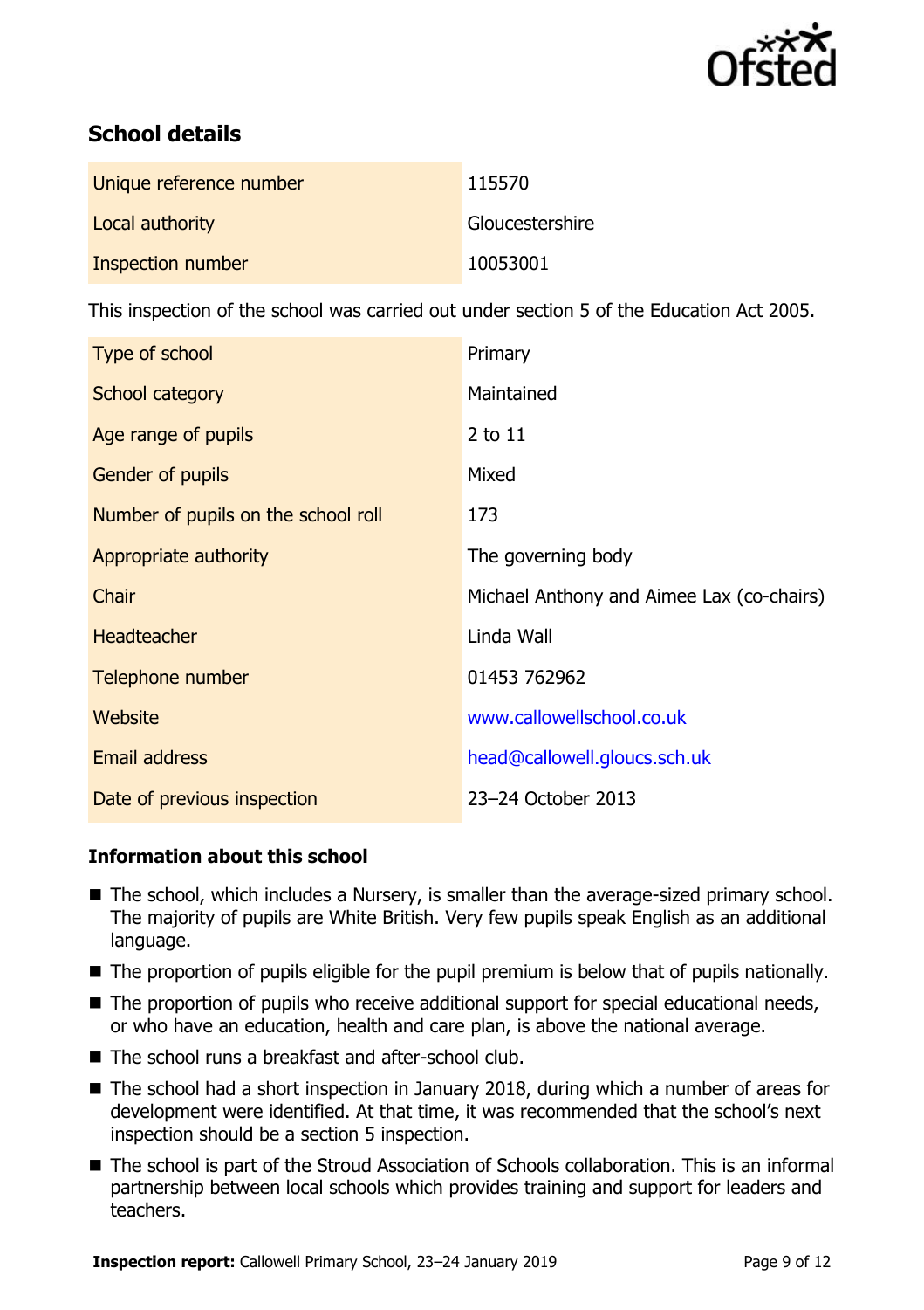## School details

| | |
|---|---|
| Unique reference number | 115570 |
| Local authority | Gloucestershire |
| Inspection number | 10053001 |

This inspection of the school was carried out under section 5 of the Education Act 2005.

| | |
|---|---|
| Type of school | Primary |
| School category | Maintained |
| Age range of pupils | 2 to 11 |
| Gender of pupils | Mixed |
| Number of pupils on the school roll | 173 |
| Appropriate authority | The governing body |
| Chair | Michael Anthony and Aimee Lax (co-chairs) |
| Headteacher | Linda Wall |
| Telephone number | 01453 762962 |
| Website | www.callowellschool.co.uk |
| Email address | head@callowell.gloucs.sch.uk |
| Date of previous inspection | 23–24 October 2013 |

### Information about this school

- The school, which includes a Nursery, is smaller than the average-sized primary school. The majority of pupils are White British. Very few pupils speak English as an additional language.
- The proportion of pupils eligible for the pupil premium is below that of pupils nationally.
- The proportion of pupils who receive additional support for special educational needs, or who have an education, health and care plan, is above the national average.
- The school runs a breakfast and after-school club.
- The school had a short inspection in January 2018, during which a number of areas for development were identified. At that time, it was recommended that the school's next inspection should be a section 5 inspection.
- The school is part of the Stroud Association of Schools collaboration. This is an informal partnership between local schools which provides training and support for leaders and teachers.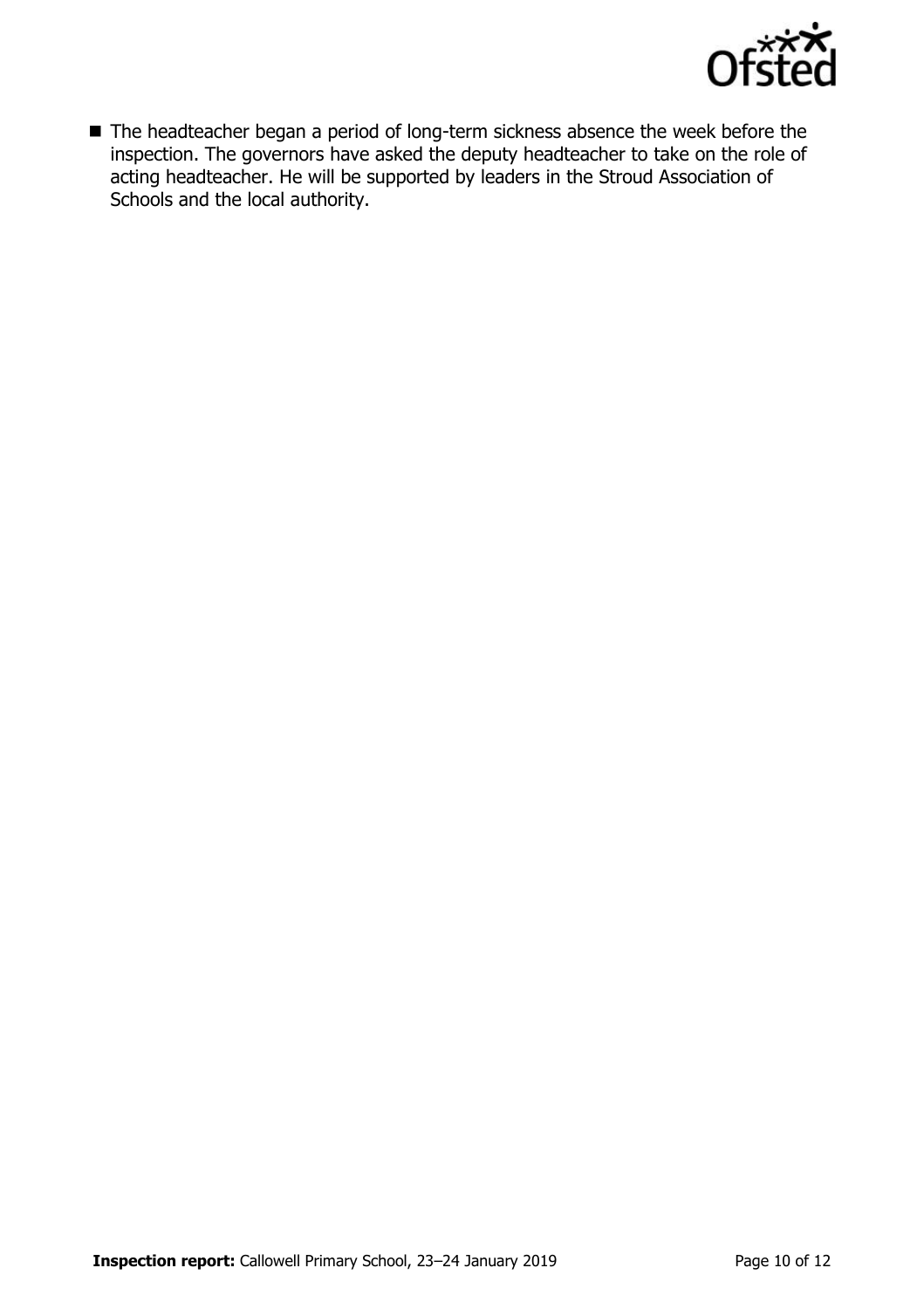- The headteacher began a period of long-term sickness absence the week before the inspection. The governors have asked the deputy headteacher to take on the role of acting headteacher. He will be supported by leaders in the Stroud Association of Schools and the local authority.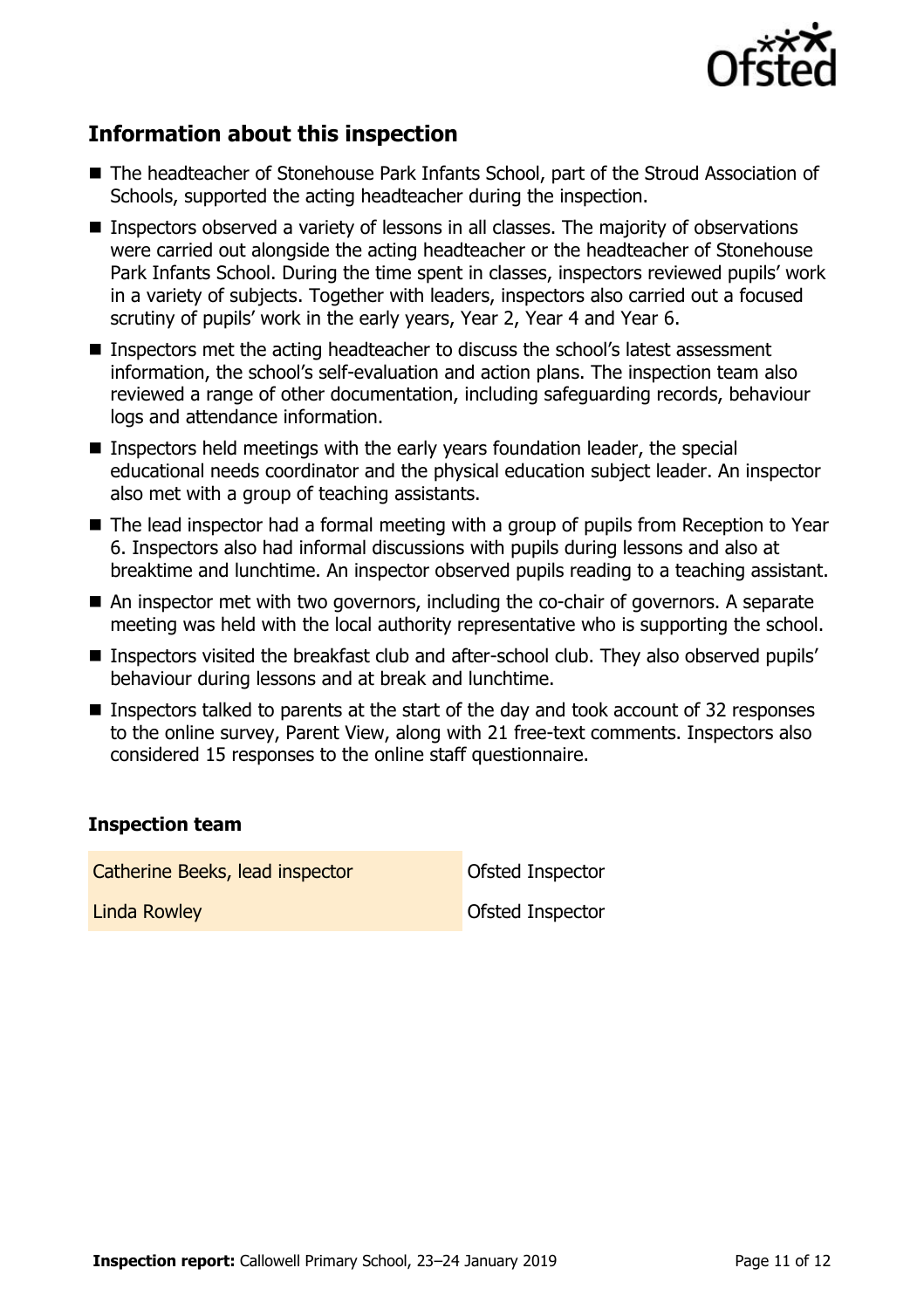## Information about this inspection

- The headteacher of Stonehouse Park Infants School, part of the Stroud Association of Schools, supported the acting headteacher during the inspection.
- Inspectors observed a variety of lessons in all classes. The majority of observations were carried out alongside the acting headteacher or the headteacher of Stonehouse Park Infants School. During the time spent in classes, inspectors reviewed pupils' work in a variety of subjects. Together with leaders, inspectors also carried out a focused scrutiny of pupils' work in the early years, Year 2, Year 4 and Year 6.
- Inspectors met the acting headteacher to discuss the school's latest assessment information, the school's self-evaluation and action plans. The inspection team also reviewed a range of other documentation, including safeguarding records, behaviour logs and attendance information.
- Inspectors held meetings with the early years foundation leader, the special educational needs coordinator and the physical education subject leader. An inspector also met with a group of teaching assistants.
- The lead inspector had a formal meeting with a group of pupils from Reception to Year 6. Inspectors also had informal discussions with pupils during lessons and also at breaktime and lunchtime. An inspector observed pupils reading to a teaching assistant.
- An inspector met with two governors, including the co-chair of governors. A separate meeting was held with the local authority representative who is supporting the school.
- Inspectors visited the breakfast club and after-school club. They also observed pupils' behaviour during lessons and at break and lunchtime.
- Inspectors talked to parents at the start of the day and took account of 32 responses to the online survey, Parent View, along with 21 free-text comments. Inspectors also considered 15 responses to the online staff questionnaire.

### Inspection team

| | |
|---|---|
| Catherine Beeks, lead inspector | Ofsted Inspector |
| Linda Rowley | Ofsted Inspector |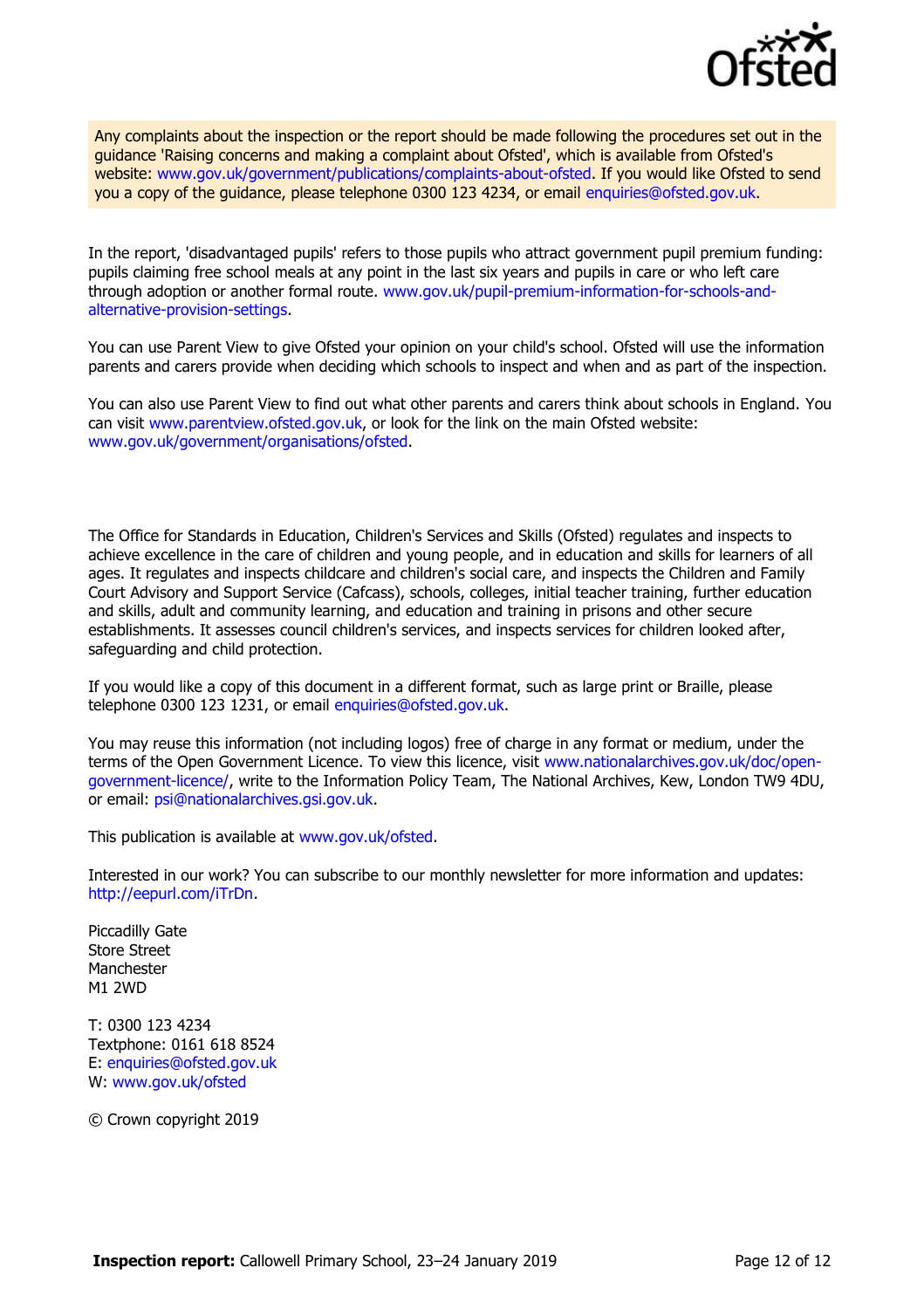Any complaints about the inspection or the report should be made following the procedures set out in the guidance 'Raising concerns and making a complaint about Ofsted', which is available from Ofsted's website: www.gov.uk/government/publications/complaints-about-ofsted. If you would like Ofsted to send you a copy of the guidance, please telephone 0300 123 4234, or email enquiries@ofsted.gov.uk.

In the report, 'disadvantaged pupils' refers to those pupils who attract government pupil premium funding: pupils claiming free school meals at any point in the last six years and pupils in care or who left care through adoption or another formal route. www.gov.uk/pupil-premium-information-for-schools-and-alternative-provision-settings.

You can use Parent View to give Ofsted your opinion on your child's school. Ofsted will use the information parents and carers provide when deciding which schools to inspect and when and as part of the inspection.

You can also use Parent View to find out what other parents and carers think about schools in England. You can visit www.parentview.ofsted.gov.uk, or look for the link on the main Ofsted website: www.gov.uk/government/organisations/ofsted.

The Office for Standards in Education, Children's Services and Skills (Ofsted) regulates and inspects to achieve excellence in the care of children and young people, and in education and skills for learners of all ages. It regulates and inspects childcare and children's social care, and inspects the Children and Family Court Advisory and Support Service (Cafcass), schools, colleges, initial teacher training, further education and skills, adult and community learning, and education and training in prisons and other secure establishments. It assesses council children's services, and inspects services for children looked after, safeguarding and child protection.

If you would like a copy of this document in a different format, such as large print or Braille, please telephone 0300 123 1231, or email enquiries@ofsted.gov.uk.

You may reuse this information (not including logos) free of charge in any format or medium, under the terms of the Open Government Licence. To view this licence, visit www.nationalarchives.gov.uk/doc/open-government-licence/, write to the Information Policy Team, The National Archives, Kew, London TW9 4DU, or email: psi@nationalarchives.gsi.gov.uk.

This publication is available at www.gov.uk/ofsted.

Interested in our work? You can subscribe to our monthly newsletter for more information and updates: http://eepurl.com/iTrDn.

Piccadilly Gate
Store Street
Manchester
M1 2WD

T: 0300 123 4234
Textphone: 0161 618 8524
E: enquiries@ofsted.gov.uk
W: www.gov.uk/ofsted

© Crown copyright 2019